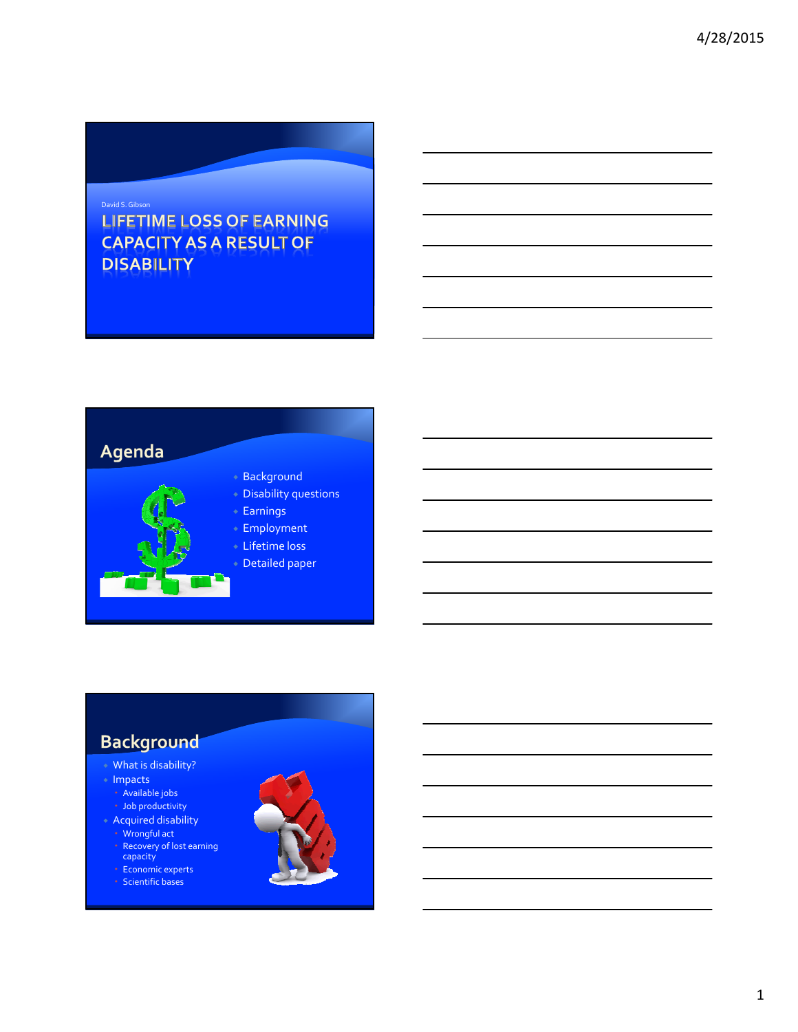David S. Gibson

# LIFETIME LOSS OF EARNING CAPACITY AS A RESULT OF DISABILITY

## Agenda

- Background
- Disability questions
- Earnings
- Employment
- Lifetime loss
- Detailed paper

## Background

- What is disability?
- Impacts
  - Available jobs
  - Job productivity
- Acquired disability
  - Wrongful act
  - Recovery of lost earning capacity
  - Economic experts
  - Scientific bases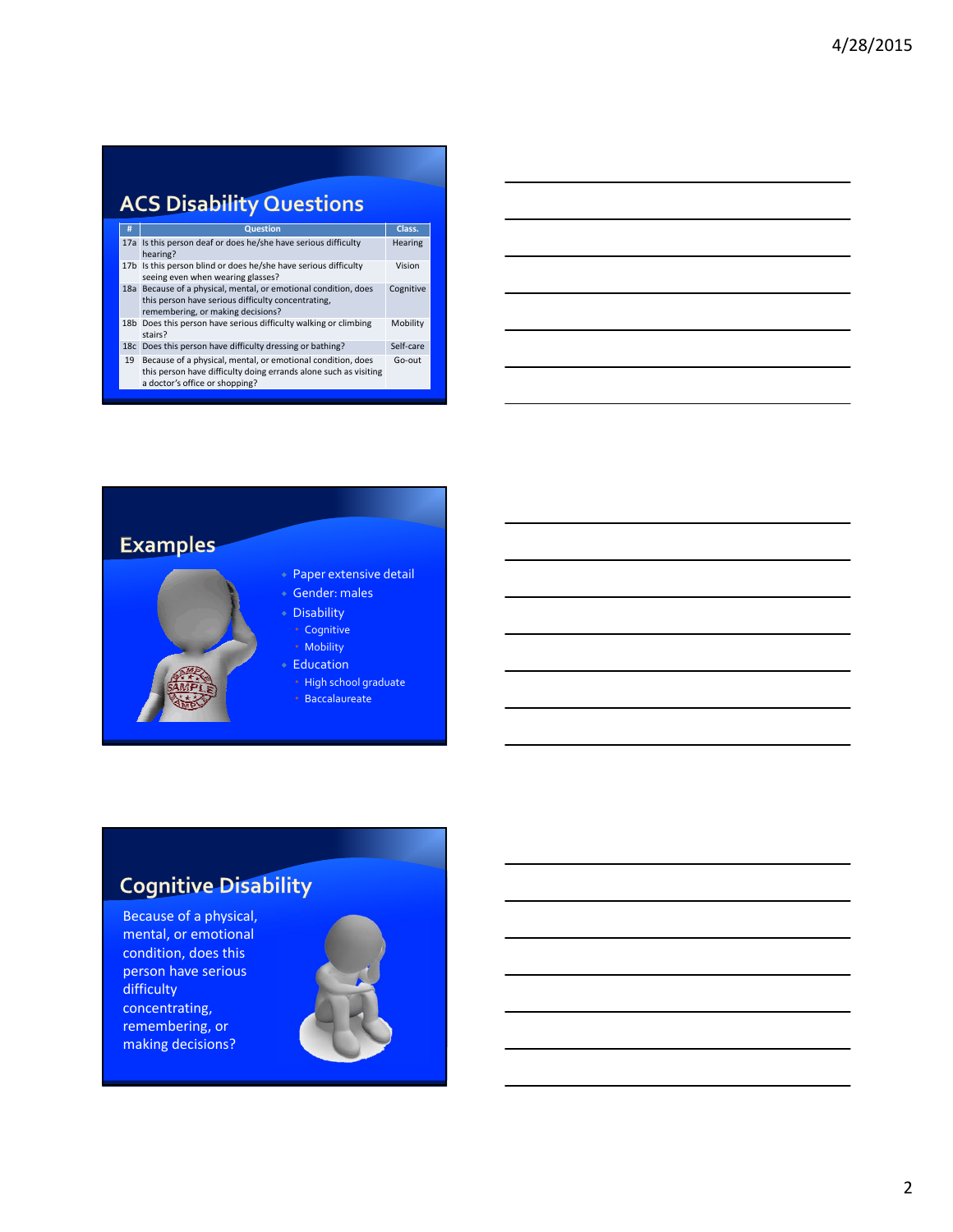## ACS Disability Questions

| # | Question | Class. |
|---|---|---|
| 17a | Is this person deaf or does he/she have serious difficulty hearing? | Hearing |
| 17b | Is this person blind or does he/she have serious difficulty seeing even when wearing glasses? | Vision |
| 18a | Because of a physical, mental, or emotional condition, does this person have serious difficulty concentrating, remembering, or making decisions? | Cognitive |
| 18b | Does this person have serious difficulty walking or climbing stairs? | Mobility |
| 18c | Does this person have difficulty dressing or bathing? | Self-care |
| 19 | Because of a physical, mental, or emotional condition, does this person have difficulty doing errands alone such as visiting a doctor's office or shopping? | Go-out |

## Examples

- Paper extensive detail
- Gender: males
- Disability
  - Cognitive
  - Mobility
- Education
  - High school graduate
  - Baccalaureate

## Cognitive Disability

Because of a physical, mental, or emotional condition, does this person have serious difficulty concentrating, remembering, or making decisions?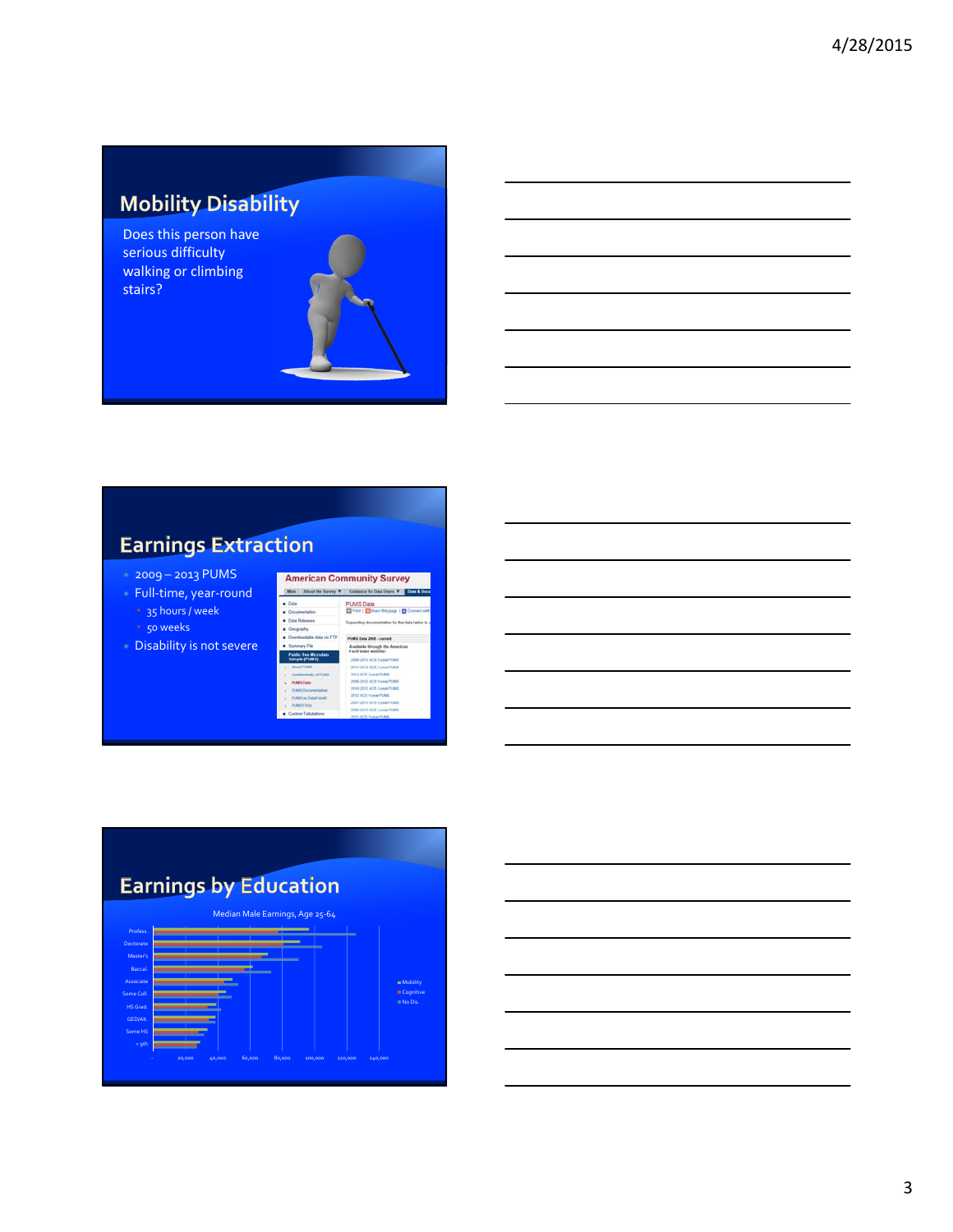## Mobility Disability

Does this person have serious difficulty walking or climbing stairs?

## Earnings Extraction

- 2009 – 2013 PUMS
- Full-time, year-round
  - 35 hours / week
  - 50 weeks
- Disability is not severe

## Earnings by Education

Median Male Earnings, Age 25-64

Profess., Doctorate, Master's, Baccal., Associate, Some Coll., HS Grad., GED/Alt., Some HS, < 9th

-, 20,000, 40,000, 60,000, 80,000, 100,000, 120,000, 140,000

Mobility, Cognitive, No Dis.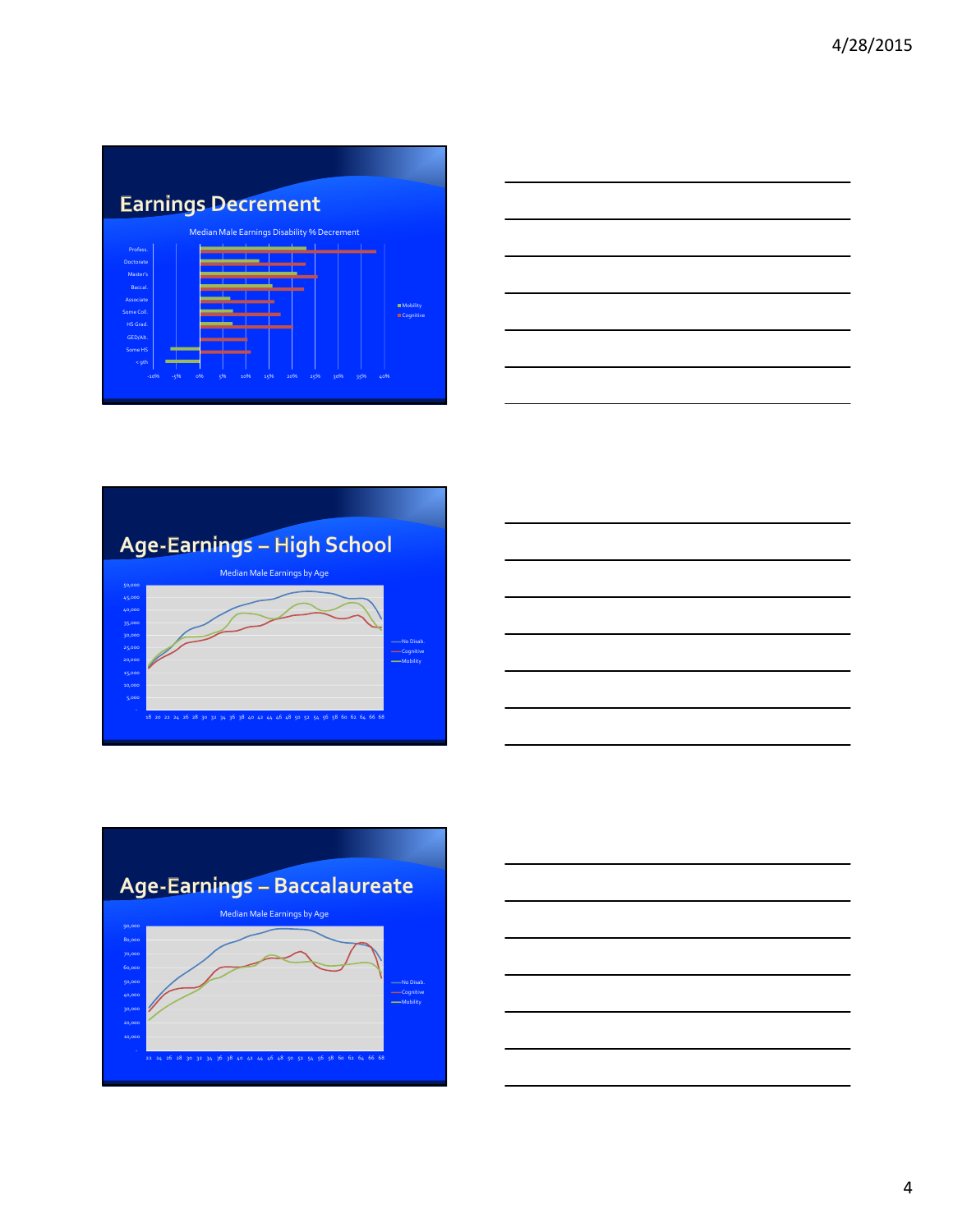## Earnings Decrement

Median Male Earnings Disability % Decrement

Profess.
Doctorate
Master's
Baccal.
Associate
Some Coll.
HS Grad.
GED/Alt.
Some HS
< 9th

-10% -5% 0% 5% 10% 15% 20% 25% 30% 35% 40%

■ Mobility
■ Cognitive

## Age-Earnings – High School

Median Male Earnings by Age

50,000
45,000
40,000
35,000
30,000
25,000
20,000
15,000
10,000
5,000
-

18 20 22 24 26 28 30 32 34 36 38 40 42 44 46 48 50 52 54 56 58 60 62 64 66 68

No Disab.
Cognitive
Mobility

## Age-Earnings – Baccalaureate

Median Male Earnings by Age

90,000
80,000
70,000
60,000
50,000
40,000
30,000
20,000
10,000
-

22 24 26 28 30 32 34 36 38 40 42 44 46 48 50 52 54 56 58 60 62 64 66 68

No Disab.
Cognitive
Mobility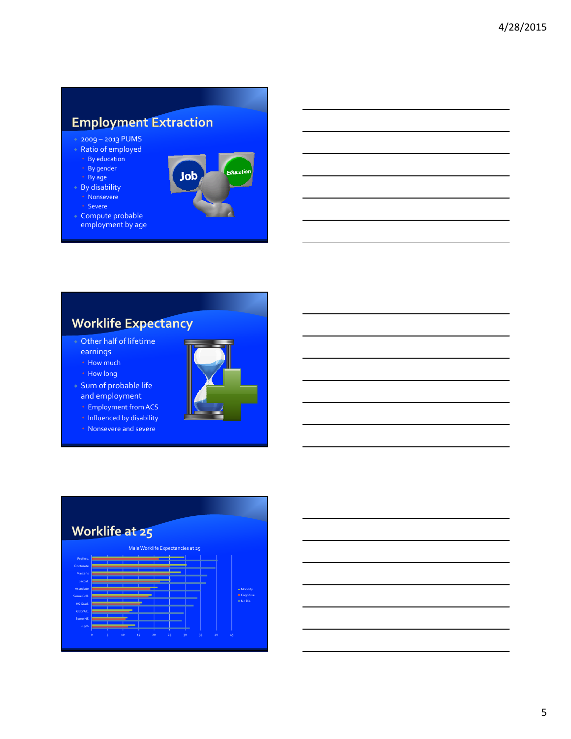## Employment Extraction

- 2009 – 2013 PUMS
- Ratio of employed
  - By education
  - By gender
  - By age
- By disability
  - Nonsevere
  - Severe
- Compute probable employment by age

## Worklife Expectancy

- Other half of lifetime earnings
  - How much
  - How long
- Sum of probable life and employment
  - Employment from ACS
  - Influenced by disability
  - Nonsevere and severe

## Worklife at 25

Male Worklife Expectancies at 25

Profess.
Doctorate
Master's
Baccal.
Associate
Some Coll.
HS Grad.
GED/Alt.
Some HS
< 9th

0 5 10 15 20 25 30 35 40 45

Mobility
Cognitive
No Dis.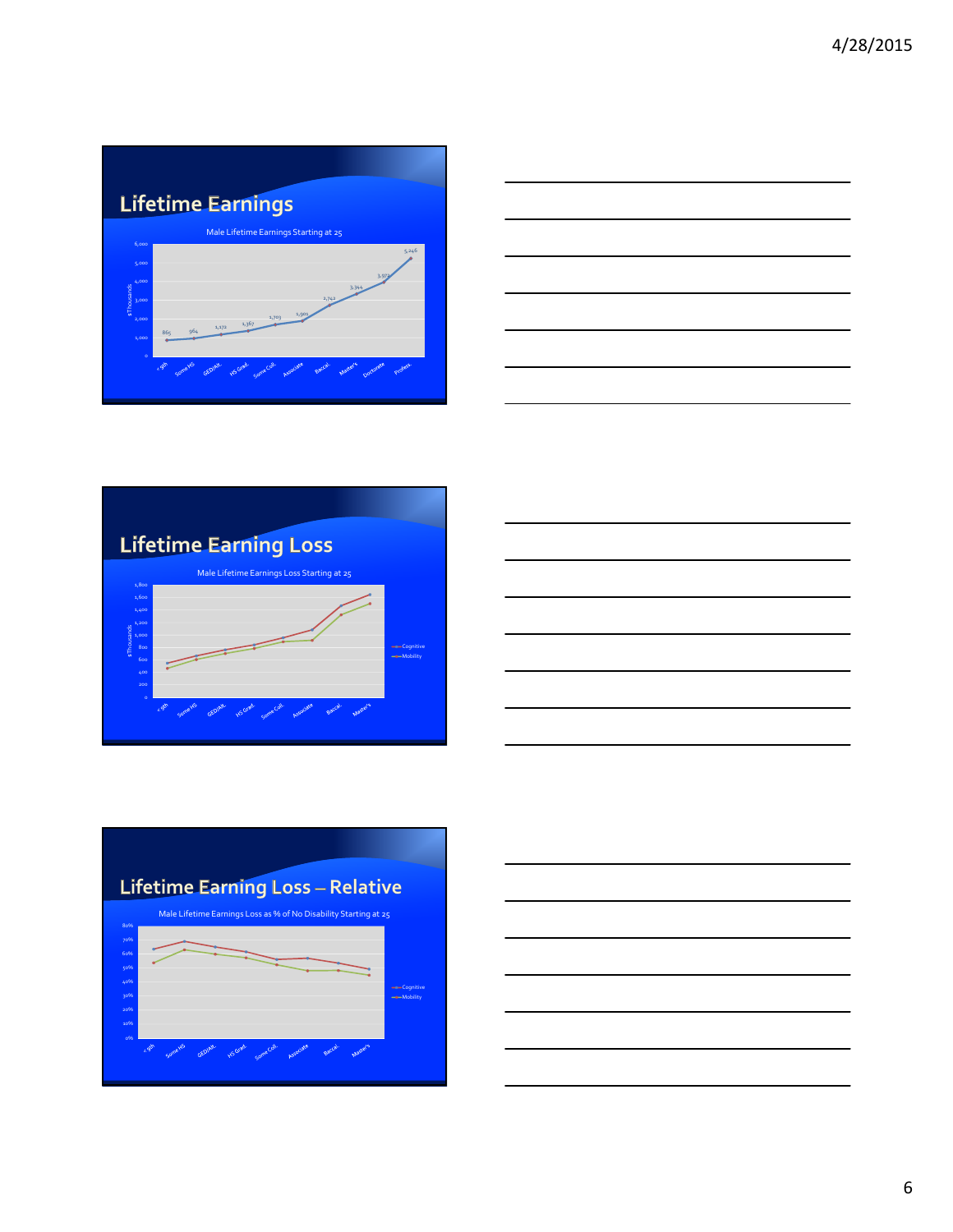## Lifetime Earnings

Male Lifetime Earnings Starting at 25

| Education | $ Thousands |
|---|---|
| < 9th | 865 |
| Some HS | 964 |
| GED/Alt. | 1,172 |
| HS Grad. | 1,367 |
| Some Coll. | 1,703 |
| Associate | 1,902 |
| Baccal. | 2,742 |
| Master's | 3,344 |
| Doctorate | 3,974 |
| Profess. | 5,246 |

## Lifetime Earning Loss

Male Lifetime Earnings Loss Starting at 25

Series: Cognitive, Mobility ($ Thousands; categories: < 9th, Some HS, GED/Alt., HS Grad., Some Coll., Associate, Baccal., Master's)

## Lifetime Earning Loss – Relative

Male Lifetime Earnings Loss as % of No Disability Starting at 25

Series: Cognitive, Mobility (categories: < 9th, Some HS, GED/Alt., HS Grad., Some Coll., Associate, Baccal., Master's)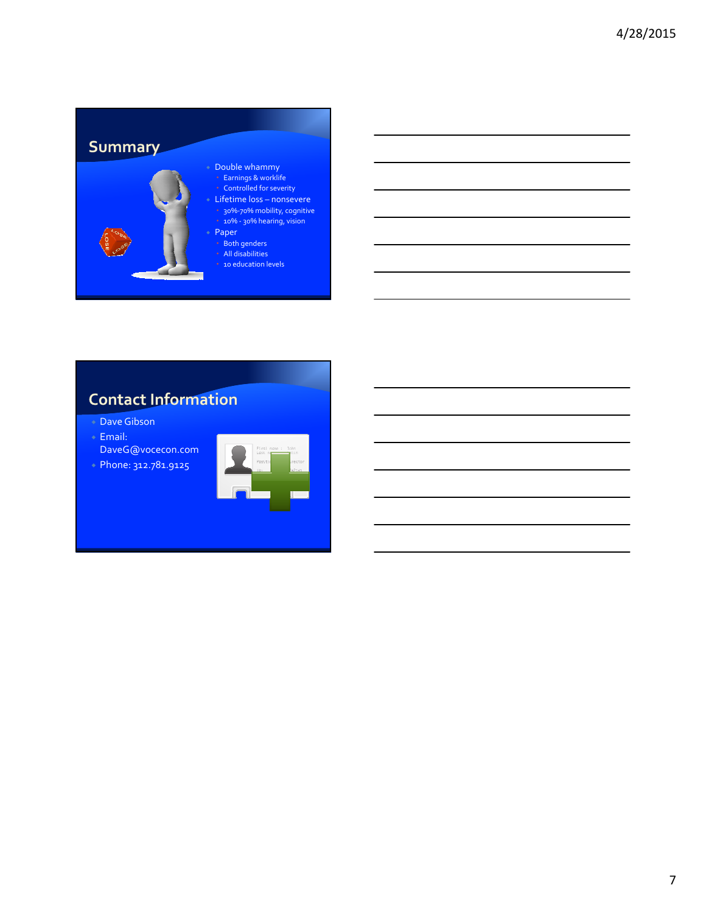## Summary

- Double whammy
  - Earnings & worklife
  - Controlled for severity
- Lifetime loss – nonsevere
  - 30%-70% mobility, cognitive
  - 10% - 30% hearing, vision
- Paper
  - Both genders
  - All disabilities
  - 10 education levels

## Contact Information

- Dave Gibson
- Email: DaveG@vocecon.com
- Phone: 312.781.9125